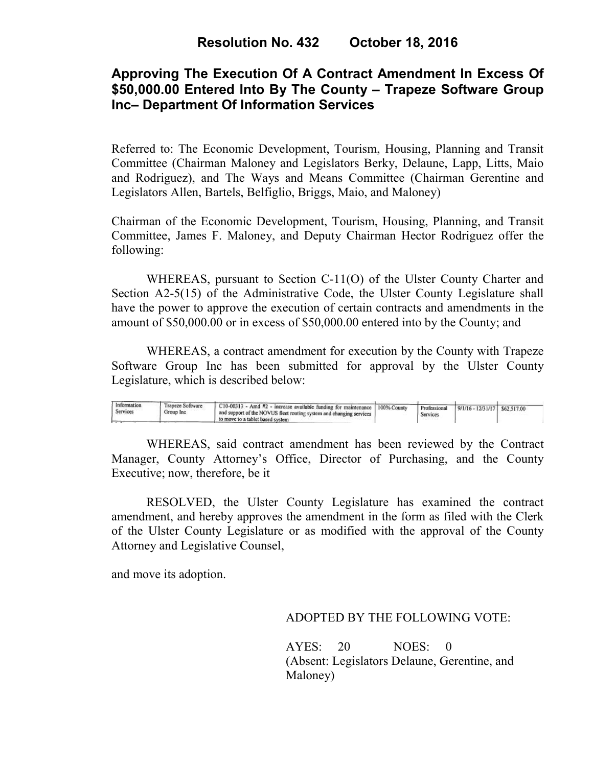# Resolution No. 432 October 18, 2016

## Approving The Execution Of A Contract Amendment In Excess Of $50,000.00 Entered Into By The County – Trapeze Software Group Inc– Department Of Information Services

Referred to: The Economic Development, Tourism, Housing, Planning and Transit Committee (Chairman Maloney and Legislators Berky, Delaune, Lapp, Litts, Maio and Rodriguez), and The Ways and Means Committee (Chairman Gerentine and Legislators Allen, Bartels, Belfiglio, Briggs, Maio, and Maloney)

Chairman of the Economic Development, Tourism, Housing, Planning, and Transit Committee, James F. Maloney, and Deputy Chairman Hector Rodriguez offer the following:

WHEREAS, pursuant to Section C-11(O) of the Ulster County Charter and Section A2-5(15) of the Administrative Code, the Ulster County Legislature shall have the power to approve the execution of certain contracts and amendments in the amount of $50,000.00 or in excess of $50,000.00 entered into by the County; and

WHEREAS, a contract amendment for execution by the County with Trapeze Software Group Inc has been submitted for approval by the Ulster County Legislature, which is described below:

| | | | | | | |
|---|---|---|---|---|---|---|
| Information Services | Trapeze Software Group Inc | C10-00313 - Amd #2 - increase available funding for maintenance and support of the NOVUS fleet routing system and changing services to move to a tablet based system | 100% County | Professional Services | 9/1/16 - 12/31/17 | $62,517.00 |

WHEREAS, said contract amendment has been reviewed by the Contract Manager, County Attorney's Office, Director of Purchasing, and the County Executive; now, therefore, be it

RESOLVED, the Ulster County Legislature has examined the contract amendment, and hereby approves the amendment in the form as filed with the Clerk of the Ulster County Legislature or as modified with the approval of the County Attorney and Legislative Counsel,

and move its adoption.

ADOPTED BY THE FOLLOWING VOTE:

AYES: 20 NOES: 0
(Absent: Legislators Delaune, Gerentine, and Maloney)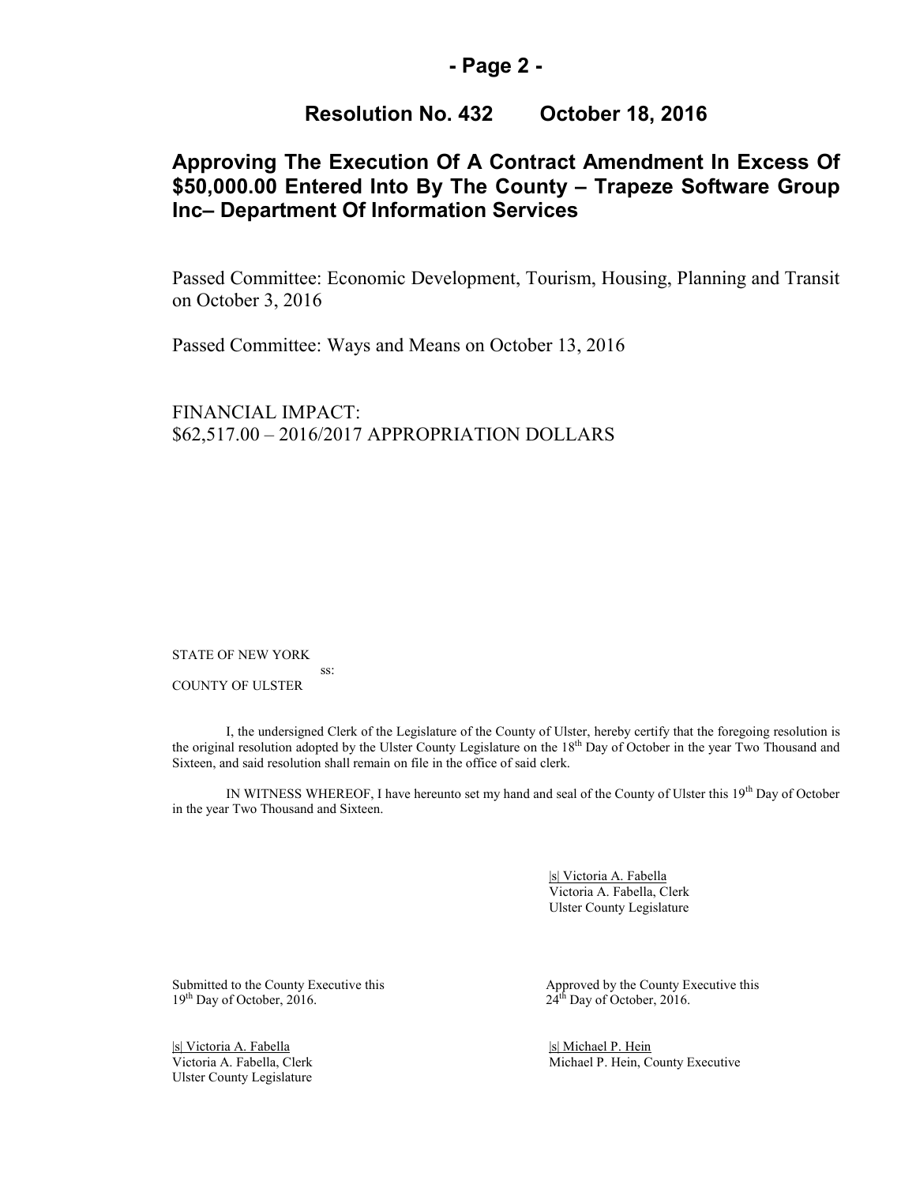## Resolution No. 432 October 18, 2016

## Approving The Execution Of A Contract Amendment In Excess Of $50,000.00 Entered Into By The County – Trapeze Software Group Inc– Department Of Information Services

Passed Committee: Economic Development, Tourism, Housing, Planning and Transit on October 3, 2016

Passed Committee: Ways and Means on October 13, 2016

FINANCIAL IMPACT:
$62,517.00 – 2016/2017 APPROPRIATION DOLLARS

STATE OF NEW YORK
ss:
COUNTY OF ULSTER

I, the undersigned Clerk of the Legislature of the County of Ulster, hereby certify that the foregoing resolution is the original resolution adopted by the Ulster County Legislature on the 18th Day of October in the year Two Thousand and Sixteen, and said resolution shall remain on file in the office of said clerk.

IN WITNESS WHEREOF, I have hereunto set my hand and seal of the County of Ulster this 19th Day of October in the year Two Thousand and Sixteen.

|s| Victoria A. Fabella
Victoria A. Fabella, Clerk
Ulster County Legislature

Submitted to the County Executive this
19th Day of October, 2016.

|s| Victoria A. Fabella
Victoria A. Fabella, Clerk
Ulster County Legislature

Approved by the County Executive this
24th Day of October, 2016.

|s| Michael P. Hein
Michael P. Hein, County Executive